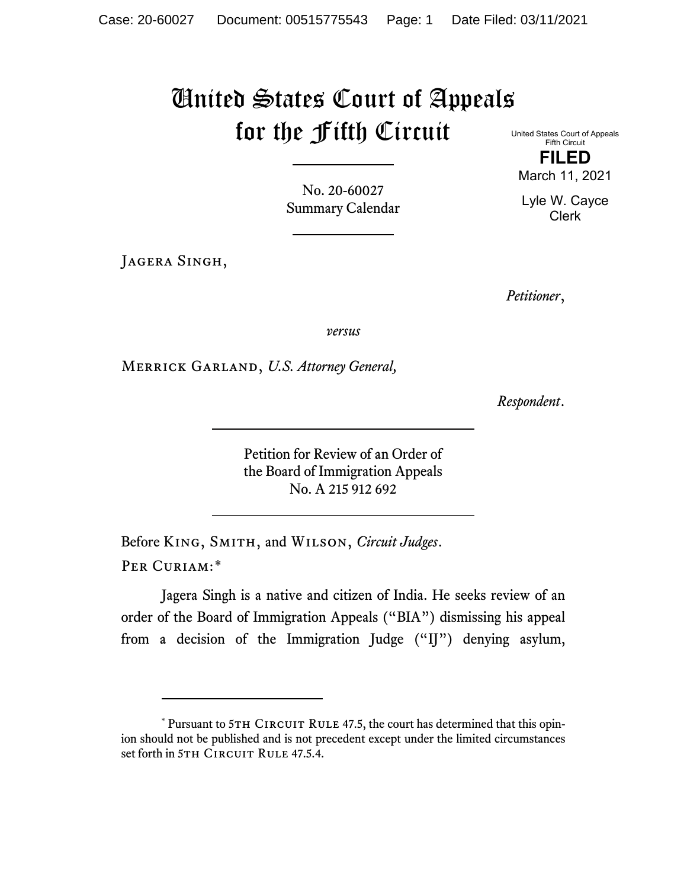# United States Court of Appeals for the Fifth Circuit

United States Court of Appeals
Fifth Circuit

**FILED**

March 11, 2021

Lyle W. Cayce
Clerk

No. 20-60027
Summary Calendar

---

Jagera Singh,

*Petitioner*,

*versus*

Merrick Garland, *U.S. Attorney General,*

*Respondent*.

---

Petition for Review of an Order of
the Board of Immigration Appeals
No. A 215 912 692

---

Before King, Smith, and Wilson, *Circuit Judges*.

Per Curiam:*

Jagera Singh is a native and citizen of India. He seeks review of an order of the Board of Immigration Appeals ("BIA") dismissing his appeal from a decision of the Immigration Judge ("IJ") denying asylum,

---

\* Pursuant to 5th Circuit Rule 47.5, the court has determined that this opinion should not be published and is not precedent except under the limited circumstances set forth in 5th Circuit Rule 47.5.4.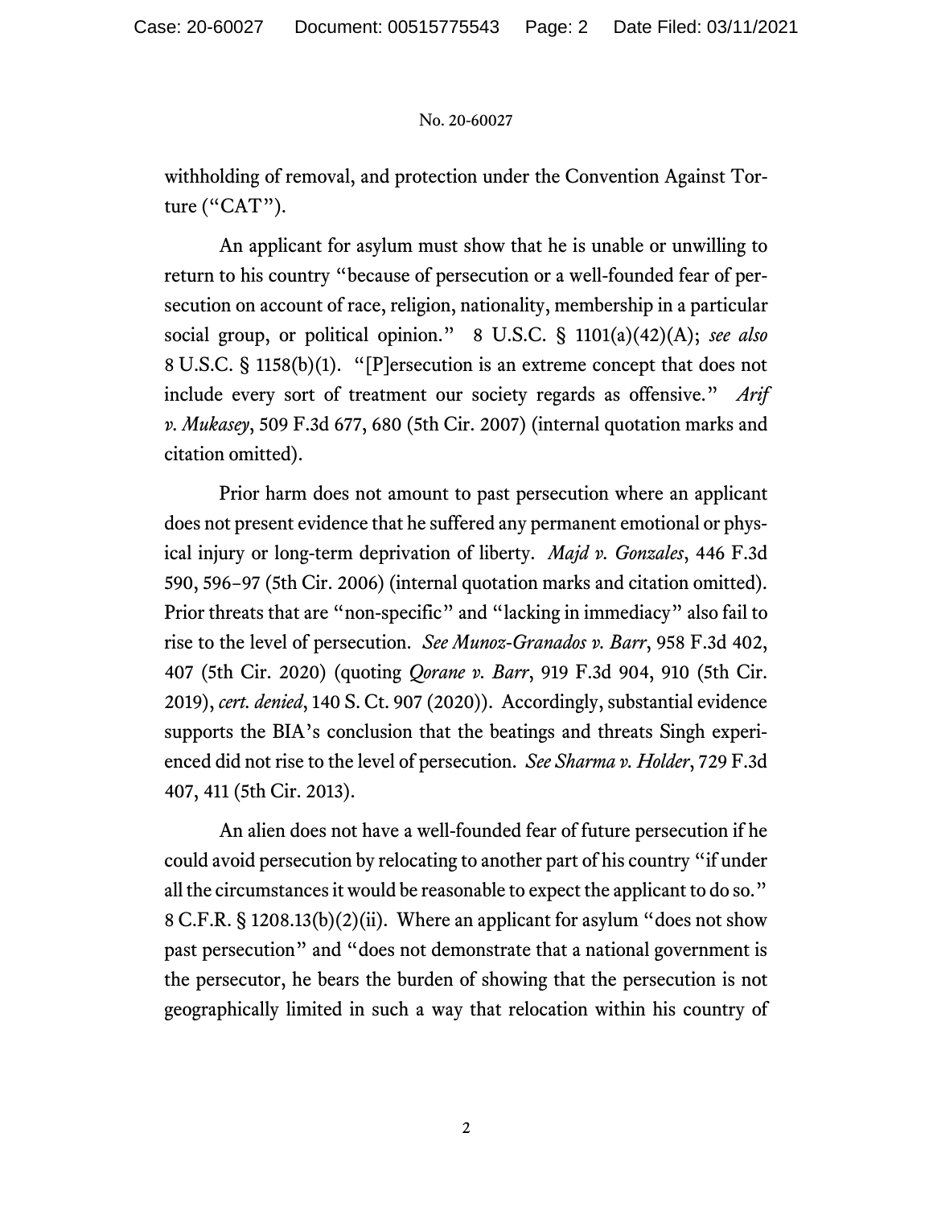withholding of removal, and protection under the Convention Against Torture ("CAT").

An applicant for asylum must show that he is unable or unwilling to return to his country "because of persecution or a well-founded fear of persecution on account of race, religion, nationality, membership in a particular social group, or political opinion." 8 U.S.C. § 1101(a)(42)(A); *see also* 8 U.S.C. § 1158(b)(1). "[P]ersecution is an extreme concept that does not include every sort of treatment our society regards as offensive." *Arif v. Mukasey*, 509 F.3d 677, 680 (5th Cir. 2007) (internal quotation marks and citation omitted).

Prior harm does not amount to past persecution where an applicant does not present evidence that he suffered any permanent emotional or physical injury or long-term deprivation of liberty. *Majd v. Gonzales*, 446 F.3d 590, 596–97 (5th Cir. 2006) (internal quotation marks and citation omitted). Prior threats that are "non-specific" and "lacking in immediacy" also fail to rise to the level of persecution. *See Munoz-Granados v. Barr*, 958 F.3d 402, 407 (5th Cir. 2020) (quoting *Qorane v. Barr*, 919 F.3d 904, 910 (5th Cir. 2019), *cert. denied*, 140 S. Ct. 907 (2020)). Accordingly, substantial evidence supports the BIA's conclusion that the beatings and threats Singh experienced did not rise to the level of persecution. *See Sharma v. Holder*, 729 F.3d 407, 411 (5th Cir. 2013).

An alien does not have a well-founded fear of future persecution if he could avoid persecution by relocating to another part of his country "if under all the circumstances it would be reasonable to expect the applicant to do so." 8 C.F.R. § 1208.13(b)(2)(ii). Where an applicant for asylum "does not show past persecution" and "does not demonstrate that a national government is the persecutor, he bears the burden of showing that the persecution is not geographically limited in such a way that relocation within his country of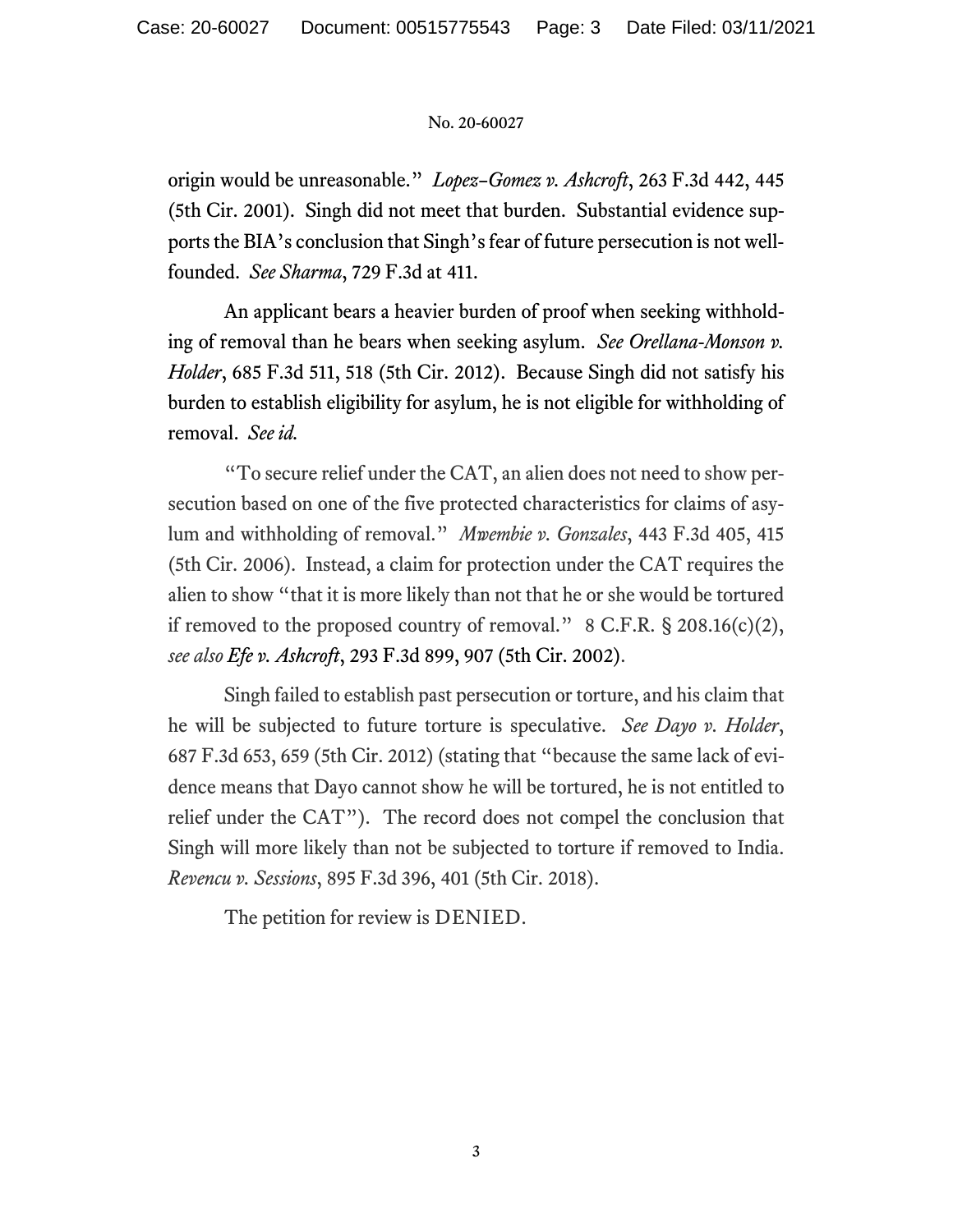origin would be unreasonable." *Lopez–Gomez v. Ashcroft*, 263 F.3d 442, 445 (5th Cir. 2001). Singh did not meet that burden. Substantial evidence supports the BIA's conclusion that Singh's fear of future persecution is not well-founded. *See Sharma*, 729 F.3d at 411.

An applicant bears a heavier burden of proof when seeking withholding of removal than he bears when seeking asylum. *See Orellana-Monson v. Holder*, 685 F.3d 511, 518 (5th Cir. 2012). Because Singh did not satisfy his burden to establish eligibility for asylum, he is not eligible for withholding of removal. *See id.*

"To secure relief under the CAT, an alien does not need to show persecution based on one of the five protected characteristics for claims of asylum and withholding of removal." *Mwembie v. Gonzales*, 443 F.3d 405, 415 (5th Cir. 2006). Instead, a claim for protection under the CAT requires the alien to show "that it is more likely than not that he or she would be tortured if removed to the proposed country of removal." 8 C.F.R. § 208.16(c)(2), *see also Efe v. Ashcroft*, 293 F.3d 899, 907 (5th Cir. 2002).

Singh failed to establish past persecution or torture, and his claim that he will be subjected to future torture is speculative. *See Dayo v. Holder*, 687 F.3d 653, 659 (5th Cir. 2012) (stating that "because the same lack of evidence means that Dayo cannot show he will be tortured, he is not entitled to relief under the CAT"). The record does not compel the conclusion that Singh will more likely than not be subjected to torture if removed to India. *Revencu v. Sessions*, 895 F.3d 396, 401 (5th Cir. 2018).

The petition for review is DENIED.